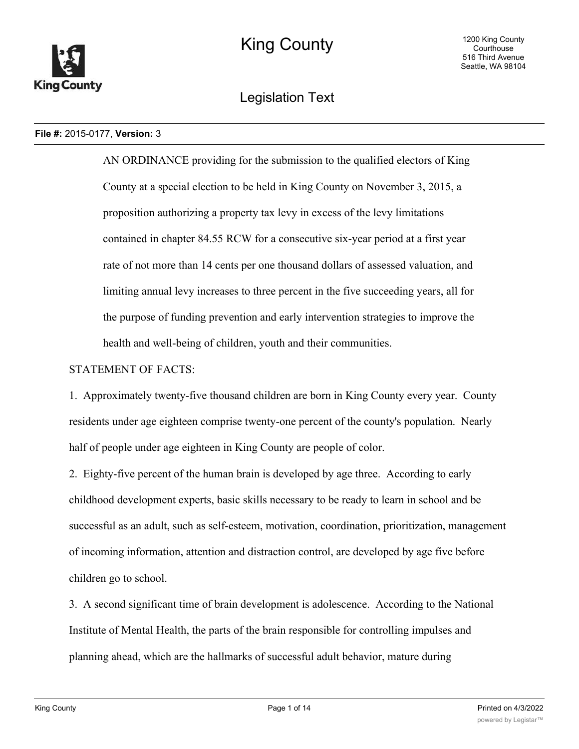# King County

## Legislation Text

**File #:** 2015-0177, **Version:** 3

AN ORDINANCE providing for the submission to the qualified electors of King County at a special election to be held in King County on November 3, 2015, a proposition authorizing a property tax levy in excess of the levy limitations contained in chapter 84.55 RCW for a consecutive six-year period at a first year rate of not more than 14 cents per one thousand dollars of assessed valuation, and limiting annual levy increases to three percent in the five succeeding years, all for the purpose of funding prevention and early intervention strategies to improve the health and well-being of children, youth and their communities.

STATEMENT OF FACTS:

1. Approximately twenty-five thousand children are born in King County every year. County residents under age eighteen comprise twenty-one percent of the county's population. Nearly half of people under age eighteen in King County are people of color.

2. Eighty-five percent of the human brain is developed by age three. According to early childhood development experts, basic skills necessary to be ready to learn in school and be successful as an adult, such as self-esteem, motivation, coordination, prioritization, management of incoming information, attention and distraction control, are developed by age five before children go to school.

3. A second significant time of brain development is adolescence. According to the National Institute of Mental Health, the parts of the brain responsible for controlling impulses and planning ahead, which are the hallmarks of successful adult behavior, mature during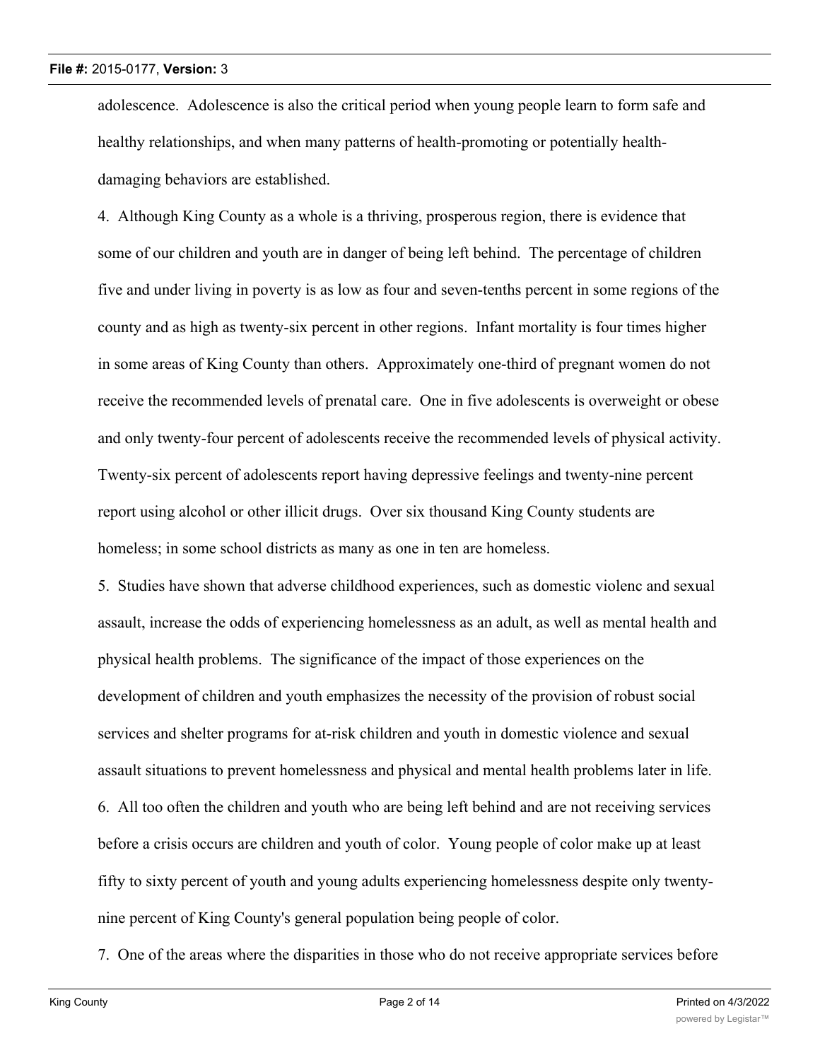adolescence. Adolescence is also the critical period when young people learn to form safe and healthy relationships, and when many patterns of health-promoting or potentially health-damaging behaviors are established.

4. Although King County as a whole is a thriving, prosperous region, there is evidence that some of our children and youth are in danger of being left behind. The percentage of children five and under living in poverty is as low as four and seven-tenths percent in some regions of the county and as high as twenty-six percent in other regions. Infant mortality is four times higher in some areas of King County than others. Approximately one-third of pregnant women do not receive the recommended levels of prenatal care. One in five adolescents is overweight or obese and only twenty-four percent of adolescents receive the recommended levels of physical activity. Twenty-six percent of adolescents report having depressive feelings and twenty-nine percent report using alcohol or other illicit drugs. Over six thousand King County students are homeless; in some school districts as many as one in ten are homeless.

5. Studies have shown that adverse childhood experiences, such as domestic violenc and sexual assault, increase the odds of experiencing homelessness as an adult, as well as mental health and physical health problems. The significance of the impact of those experiences on the development of children and youth emphasizes the necessity of the provision of robust social services and shelter programs for at-risk children and youth in domestic violence and sexual assault situations to prevent homelessness and physical and mental health problems later in life.

6. All too often the children and youth who are being left behind and are not receiving services before a crisis occurs are children and youth of color. Young people of color make up at least fifty to sixty percent of youth and young adults experiencing homelessness despite only twenty-nine percent of King County's general population being people of color.

7. One of the areas where the disparities in those who do not receive appropriate services before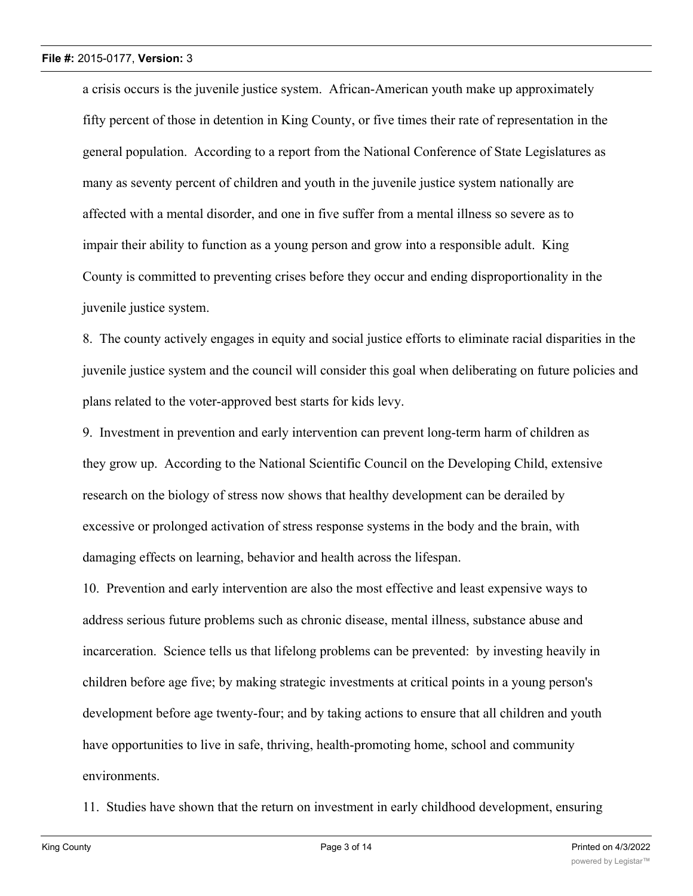a crisis occurs is the juvenile justice system. African-American youth make up approximately fifty percent of those in detention in King County, or five times their rate of representation in the general population. According to a report from the National Conference of State Legislatures as many as seventy percent of children and youth in the juvenile justice system nationally are affected with a mental disorder, and one in five suffer from a mental illness so severe as to impair their ability to function as a young person and grow into a responsible adult. King County is committed to preventing crises before they occur and ending disproportionality in the juvenile justice system.

8. The county actively engages in equity and social justice efforts to eliminate racial disparities in the juvenile justice system and the council will consider this goal when deliberating on future policies and plans related to the voter-approved best starts for kids levy.

9. Investment in prevention and early intervention can prevent long-term harm of children as they grow up. According to the National Scientific Council on the Developing Child, extensive research on the biology of stress now shows that healthy development can be derailed by excessive or prolonged activation of stress response systems in the body and the brain, with damaging effects on learning, behavior and health across the lifespan.

10. Prevention and early intervention are also the most effective and least expensive ways to address serious future problems such as chronic disease, mental illness, substance abuse and incarceration. Science tells us that lifelong problems can be prevented: by investing heavily in children before age five; by making strategic investments at critical points in a young person's development before age twenty-four; and by taking actions to ensure that all children and youth have opportunities to live in safe, thriving, health-promoting home, school and community environments.

11. Studies have shown that the return on investment in early childhood development, ensuring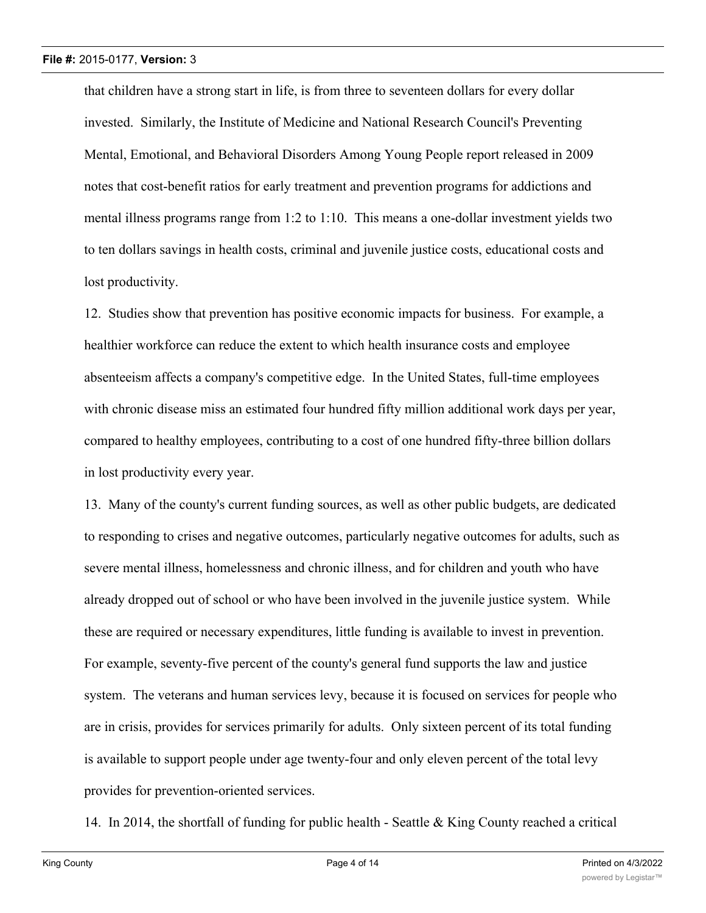that children have a strong start in life, is from three to seventeen dollars for every dollar invested. Similarly, the Institute of Medicine and National Research Council's Preventing Mental, Emotional, and Behavioral Disorders Among Young People report released in 2009 notes that cost-benefit ratios for early treatment and prevention programs for addictions and mental illness programs range from 1:2 to 1:10. This means a one-dollar investment yields two to ten dollars savings in health costs, criminal and juvenile justice costs, educational costs and lost productivity.

12. Studies show that prevention has positive economic impacts for business. For example, a healthier workforce can reduce the extent to which health insurance costs and employee absenteeism affects a company's competitive edge. In the United States, full-time employees with chronic disease miss an estimated four hundred fifty million additional work days per year, compared to healthy employees, contributing to a cost of one hundred fifty-three billion dollars in lost productivity every year.

13. Many of the county's current funding sources, as well as other public budgets, are dedicated to responding to crises and negative outcomes, particularly negative outcomes for adults, such as severe mental illness, homelessness and chronic illness, and for children and youth who have already dropped out of school or who have been involved in the juvenile justice system. While these are required or necessary expenditures, little funding is available to invest in prevention. For example, seventy-five percent of the county's general fund supports the law and justice system. The veterans and human services levy, because it is focused on services for people who are in crisis, provides for services primarily for adults. Only sixteen percent of its total funding is available to support people under age twenty-four and only eleven percent of the total levy provides for prevention-oriented services.

14. In 2014, the shortfall of funding for public health - Seattle & King County reached a critical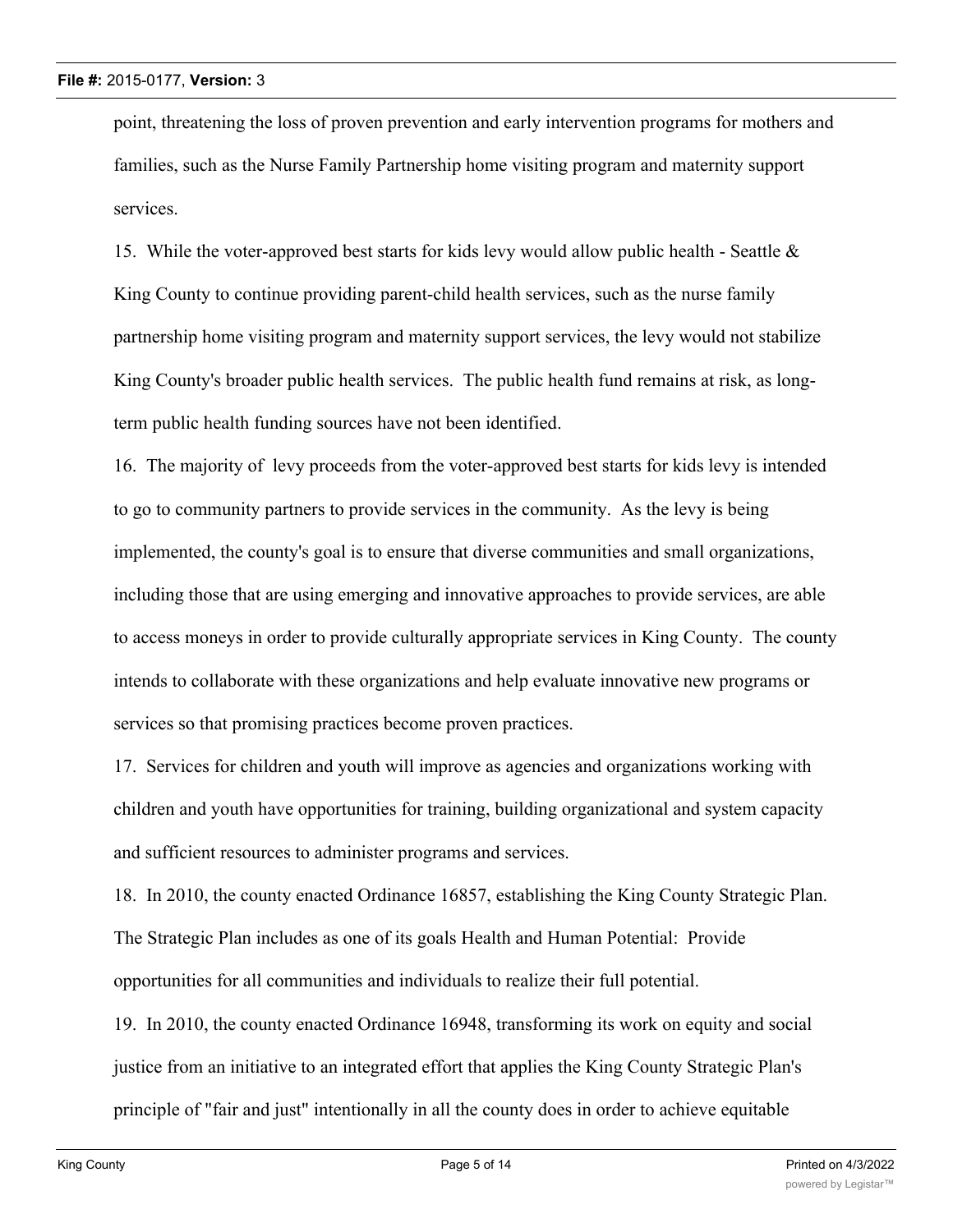point, threatening the loss of proven prevention and early intervention programs for mothers and families, such as the Nurse Family Partnership home visiting program and maternity support services.

15. While the voter-approved best starts for kids levy would allow public health - Seattle & King County to continue providing parent-child health services, such as the nurse family partnership home visiting program and maternity support services, the levy would not stabilize King County's broader public health services. The public health fund remains at risk, as long-term public health funding sources have not been identified.

16. The majority of levy proceeds from the voter-approved best starts for kids levy is intended to go to community partners to provide services in the community. As the levy is being implemented, the county's goal is to ensure that diverse communities and small organizations, including those that are using emerging and innovative approaches to provide services, are able to access moneys in order to provide culturally appropriate services in King County. The county intends to collaborate with these organizations and help evaluate innovative new programs or services so that promising practices become proven practices.

17. Services for children and youth will improve as agencies and organizations working with children and youth have opportunities for training, building organizational and system capacity and sufficient resources to administer programs and services.

18. In 2010, the county enacted Ordinance 16857, establishing the King County Strategic Plan. The Strategic Plan includes as one of its goals Health and Human Potential: Provide opportunities for all communities and individuals to realize their full potential.

19. In 2010, the county enacted Ordinance 16948, transforming its work on equity and social justice from an initiative to an integrated effort that applies the King County Strategic Plan's principle of "fair and just" intentionally in all the county does in order to achieve equitable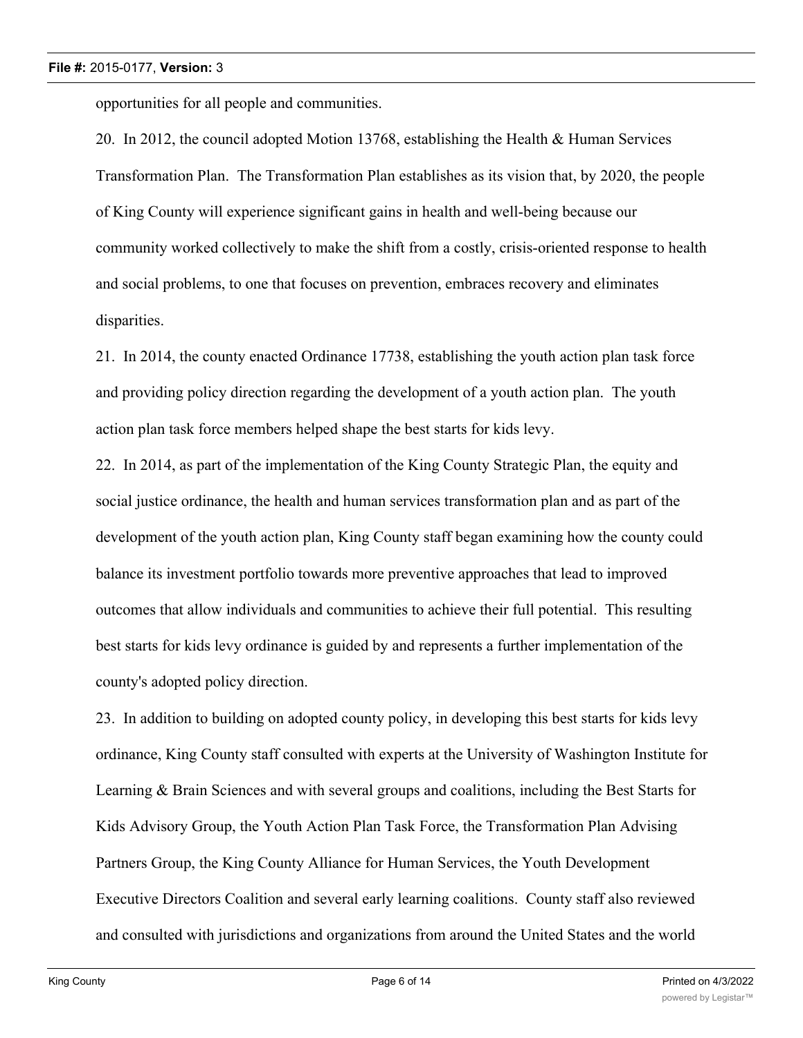opportunities for all people and communities.

20. In 2012, the council adopted Motion 13768, establishing the Health & Human Services Transformation Plan. The Transformation Plan establishes as its vision that, by 2020, the people of King County will experience significant gains in health and well-being because our community worked collectively to make the shift from a costly, crisis-oriented response to health and social problems, to one that focuses on prevention, embraces recovery and eliminates disparities.

21. In 2014, the county enacted Ordinance 17738, establishing the youth action plan task force and providing policy direction regarding the development of a youth action plan. The youth action plan task force members helped shape the best starts for kids levy.

22. In 2014, as part of the implementation of the King County Strategic Plan, the equity and social justice ordinance, the health and human services transformation plan and as part of the development of the youth action plan, King County staff began examining how the county could balance its investment portfolio towards more preventive approaches that lead to improved outcomes that allow individuals and communities to achieve their full potential. This resulting best starts for kids levy ordinance is guided by and represents a further implementation of the county's adopted policy direction.

23. In addition to building on adopted county policy, in developing this best starts for kids levy ordinance, King County staff consulted with experts at the University of Washington Institute for Learning & Brain Sciences and with several groups and coalitions, including the Best Starts for Kids Advisory Group, the Youth Action Plan Task Force, the Transformation Plan Advising Partners Group, the King County Alliance for Human Services, the Youth Development Executive Directors Coalition and several early learning coalitions. County staff also reviewed and consulted with jurisdictions and organizations from around the United States and the world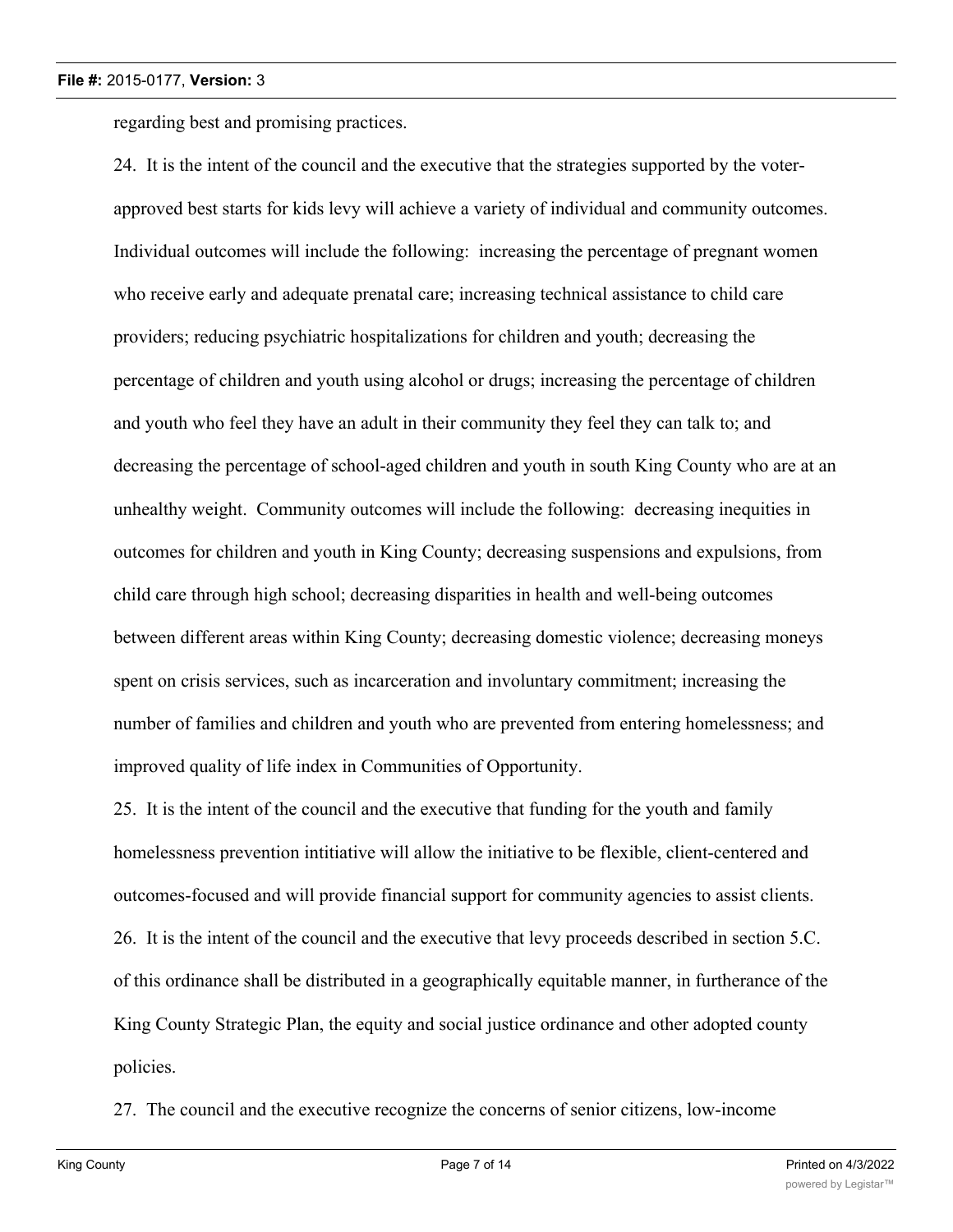regarding best and promising practices.

24. It is the intent of the council and the executive that the strategies supported by the voter-approved best starts for kids levy will achieve a variety of individual and community outcomes. Individual outcomes will include the following: increasing the percentage of pregnant women who receive early and adequate prenatal care; increasing technical assistance to child care providers; reducing psychiatric hospitalizations for children and youth; decreasing the percentage of children and youth using alcohol or drugs; increasing the percentage of children and youth who feel they have an adult in their community they feel they can talk to; and decreasing the percentage of school-aged children and youth in south King County who are at an unhealthy weight. Community outcomes will include the following: decreasing inequities in outcomes for children and youth in King County; decreasing suspensions and expulsions, from child care through high school; decreasing disparities in health and well-being outcomes between different areas within King County; decreasing domestic violence; decreasing moneys spent on crisis services, such as incarceration and involuntary commitment; increasing the number of families and children and youth who are prevented from entering homelessness; and improved quality of life index in Communities of Opportunity.

25. It is the intent of the council and the executive that funding for the youth and family homelessness prevention intitiative will allow the initiative to be flexible, client-centered and outcomes-focused and will provide financial support for community agencies to assist clients.

26. It is the intent of the council and the executive that levy proceeds described in section 5.C. of this ordinance shall be distributed in a geographically equitable manner, in furtherance of the King County Strategic Plan, the equity and social justice ordinance and other adopted county policies.

27. The council and the executive recognize the concerns of senior citizens, low-income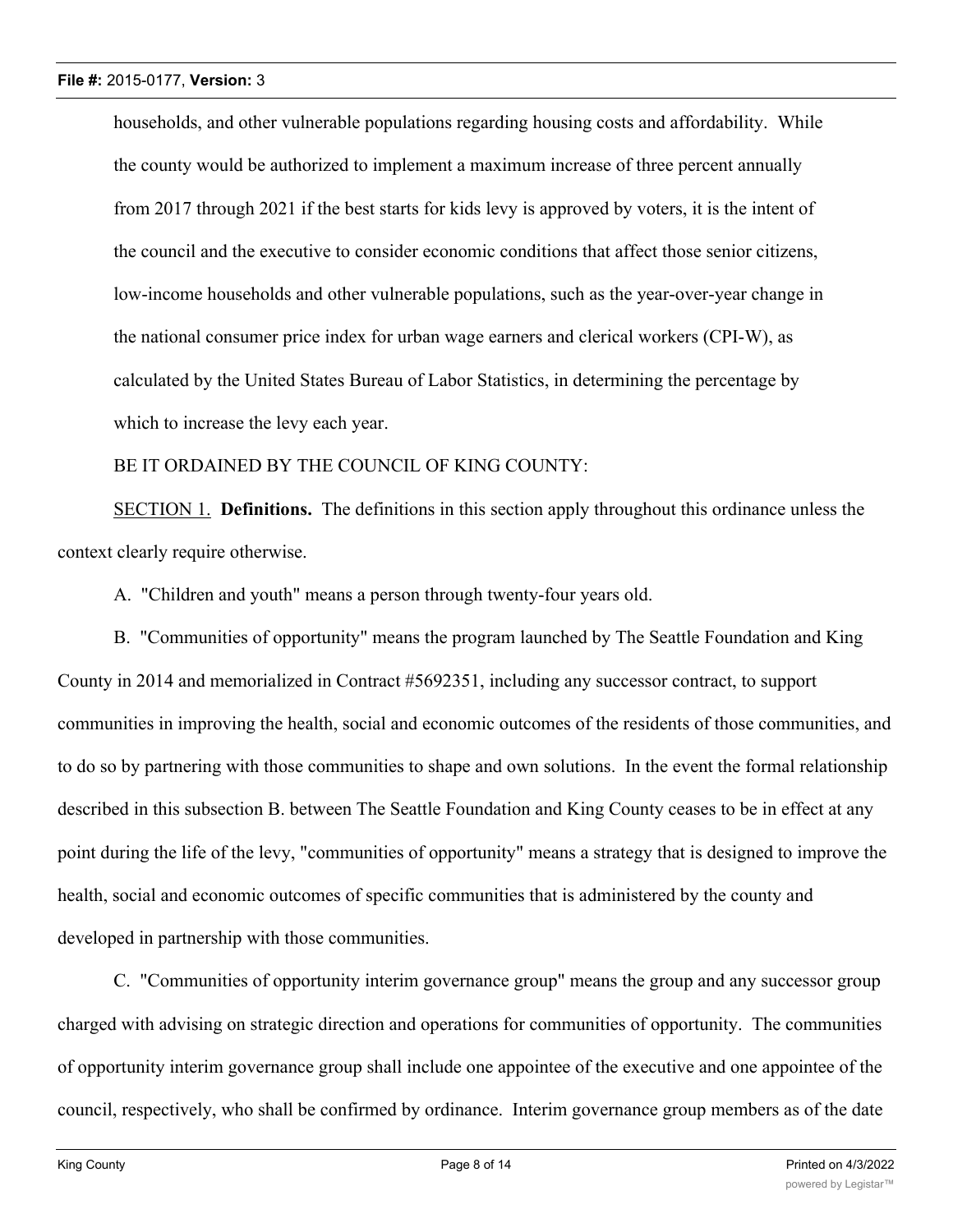households, and other vulnerable populations regarding housing costs and affordability. While the county would be authorized to implement a maximum increase of three percent annually from 2017 through 2021 if the best starts for kids levy is approved by voters, it is the intent of the council and the executive to consider economic conditions that affect those senior citizens, low-income households and other vulnerable populations, such as the year-over-year change in the national consumer price index for urban wage earners and clerical workers (CPI-W), as calculated by the United States Bureau of Labor Statistics, in determining the percentage by which to increase the levy each year.

BE IT ORDAINED BY THE COUNCIL OF KING COUNTY:

SECTION 1. **Definitions.** The definitions in this section apply throughout this ordinance unless the context clearly require otherwise.

A. "Children and youth" means a person through twenty-four years old.

B. "Communities of opportunity" means the program launched by The Seattle Foundation and King County in 2014 and memorialized in Contract #5692351, including any successor contract, to support communities in improving the health, social and economic outcomes of the residents of those communities, and to do so by partnering with those communities to shape and own solutions. In the event the formal relationship described in this subsection B. between The Seattle Foundation and King County ceases to be in effect at any point during the life of the levy, "communities of opportunity" means a strategy that is designed to improve the health, social and economic outcomes of specific communities that is administered by the county and developed in partnership with those communities.

C. "Communities of opportunity interim governance group" means the group and any successor group charged with advising on strategic direction and operations for communities of opportunity. The communities of opportunity interim governance group shall include one appointee of the executive and one appointee of the council, respectively, who shall be confirmed by ordinance. Interim governance group members as of the date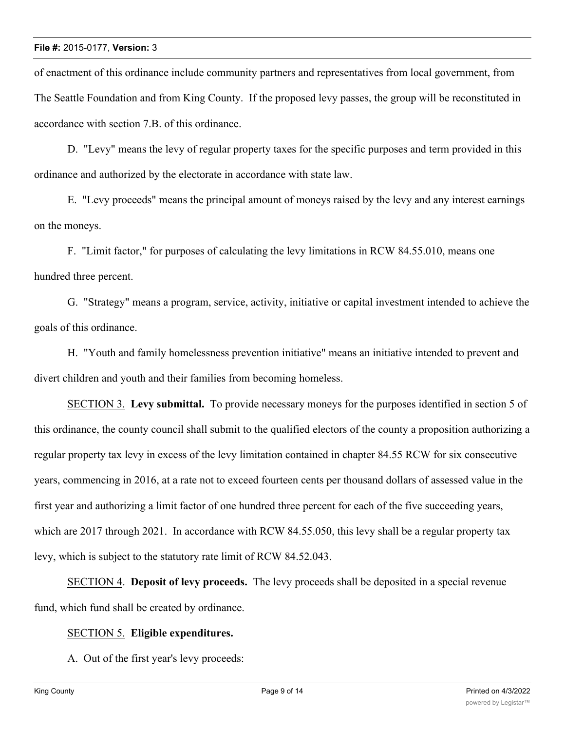of enactment of this ordinance include community partners and representatives from local government, from The Seattle Foundation and from King County. If the proposed levy passes, the group will be reconstituted in accordance with section 7.B. of this ordinance.

D. "Levy" means the levy of regular property taxes for the specific purposes and term provided in this ordinance and authorized by the electorate in accordance with state law.

E. "Levy proceeds" means the principal amount of moneys raised by the levy and any interest earnings on the moneys.

F. "Limit factor," for purposes of calculating the levy limitations in RCW 84.55.010, means one hundred three percent.

G. "Strategy" means a program, service, activity, initiative or capital investment intended to achieve the goals of this ordinance.

H. "Youth and family homelessness prevention initiative" means an initiative intended to prevent and divert children and youth and their families from becoming homeless.

SECTION 3. **Levy submittal.** To provide necessary moneys for the purposes identified in section 5 of this ordinance, the county council shall submit to the qualified electors of the county a proposition authorizing a regular property tax levy in excess of the levy limitation contained in chapter 84.55 RCW for six consecutive years, commencing in 2016, at a rate not to exceed fourteen cents per thousand dollars of assessed value in the first year and authorizing a limit factor of one hundred three percent for each of the five succeeding years, which are 2017 through 2021. In accordance with RCW 84.55.050, this levy shall be a regular property tax levy, which is subject to the statutory rate limit of RCW 84.52.043.

SECTION 4. **Deposit of levy proceeds.** The levy proceeds shall be deposited in a special revenue fund, which fund shall be created by ordinance.

SECTION 5. **Eligible expenditures.**

A. Out of the first year's levy proceeds: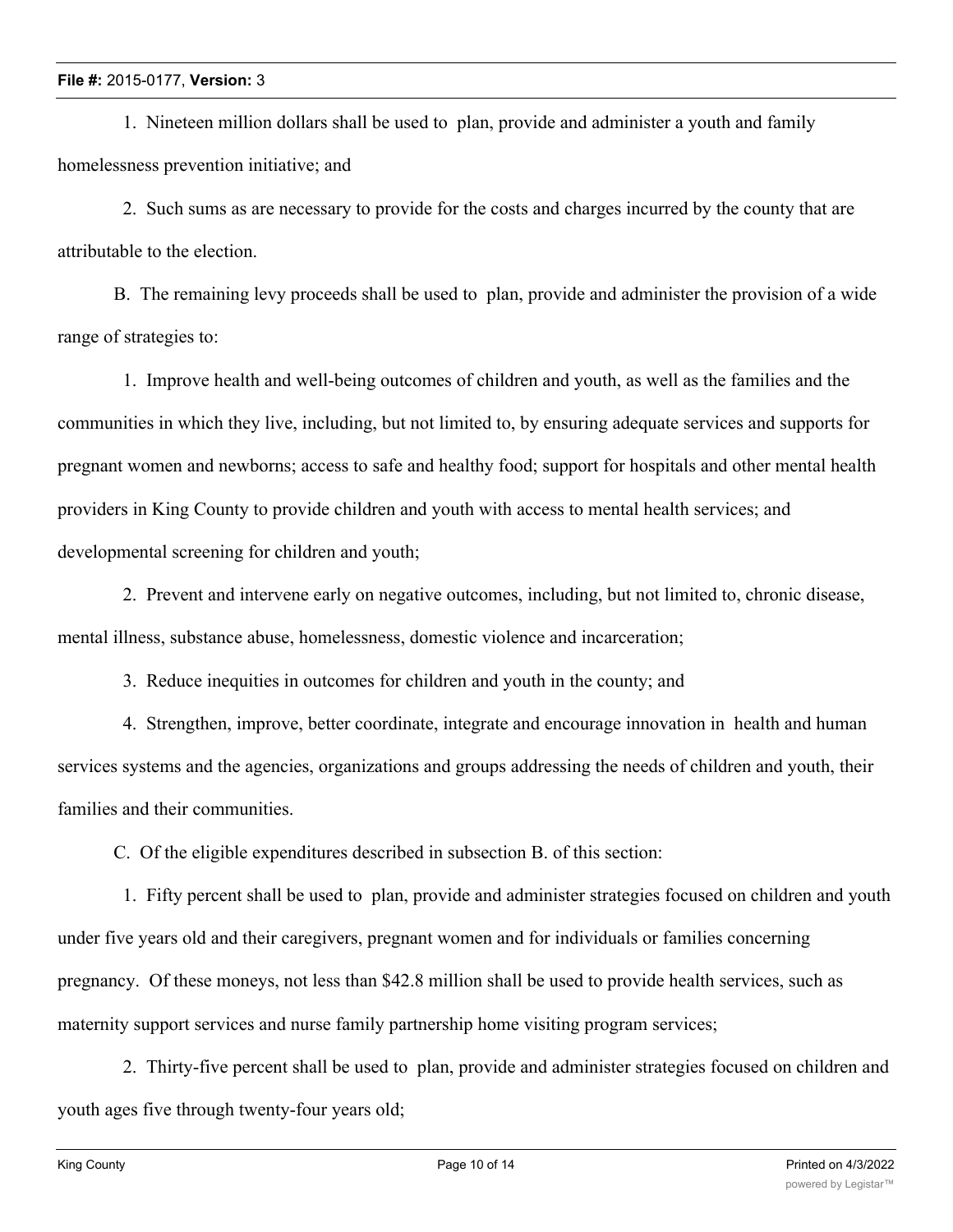1. Nineteen million dollars shall be used to plan, provide and administer a youth and family homelessness prevention initiative; and

2. Such sums as are necessary to provide for the costs and charges incurred by the county that are attributable to the election.

B. The remaining levy proceeds shall be used to plan, provide and administer the provision of a wide range of strategies to:

1. Improve health and well-being outcomes of children and youth, as well as the families and the communities in which they live, including, but not limited to, by ensuring adequate services and supports for pregnant women and newborns; access to safe and healthy food; support for hospitals and other mental health providers in King County to provide children and youth with access to mental health services; and developmental screening for children and youth;

2. Prevent and intervene early on negative outcomes, including, but not limited to, chronic disease, mental illness, substance abuse, homelessness, domestic violence and incarceration;

3. Reduce inequities in outcomes for children and youth in the county; and

4. Strengthen, improve, better coordinate, integrate and encourage innovation in health and human services systems and the agencies, organizations and groups addressing the needs of children and youth, their families and their communities.

C. Of the eligible expenditures described in subsection B. of this section:

1. Fifty percent shall be used to plan, provide and administer strategies focused on children and youth under five years old and their caregivers, pregnant women and for individuals or families concerning pregnancy. Of these moneys, not less than $42.8 million shall be used to provide health services, such as maternity support services and nurse family partnership home visiting program services;

2. Thirty-five percent shall be used to plan, provide and administer strategies focused on children and youth ages five through twenty-four years old;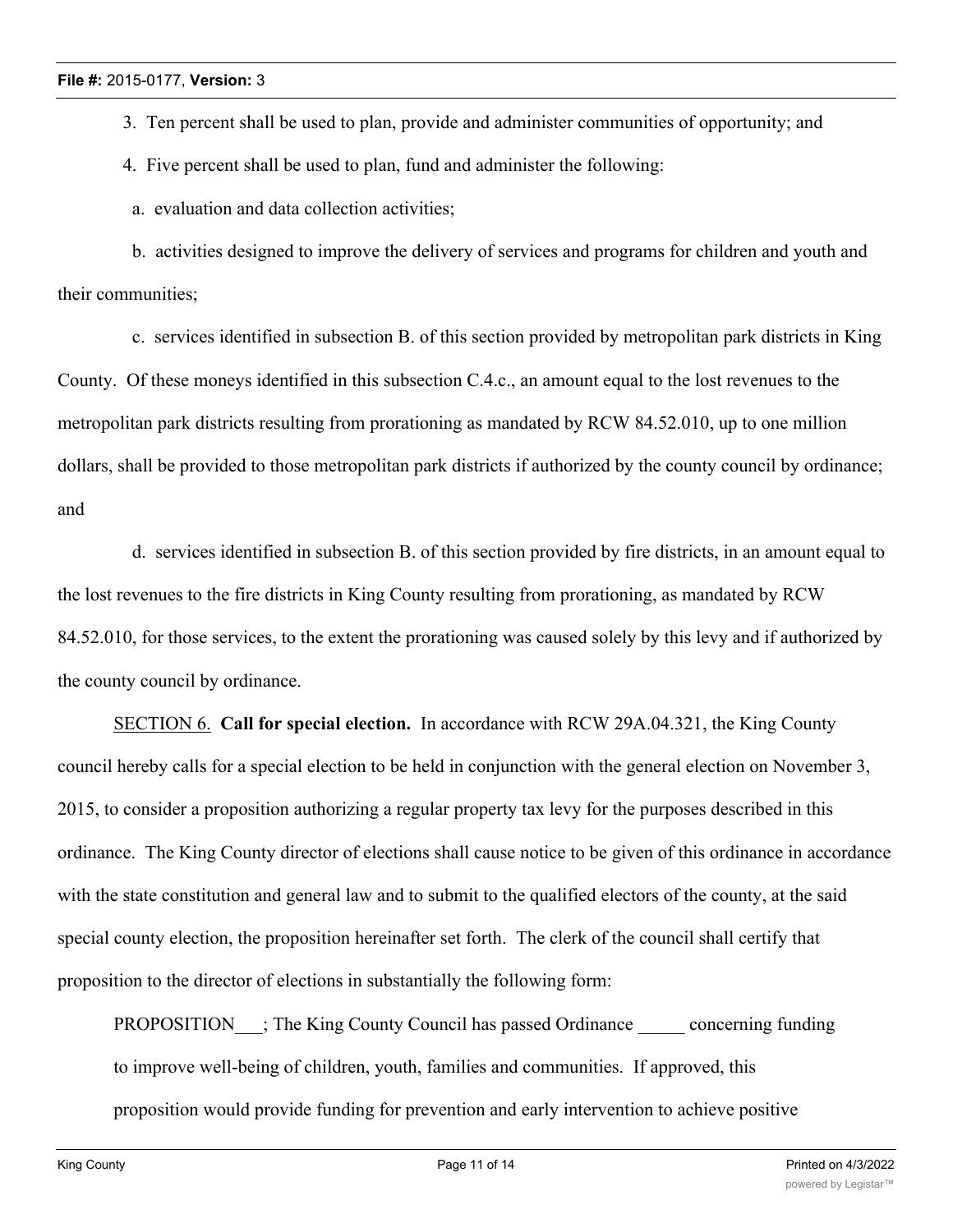3. Ten percent shall be used to plan, provide and administer communities of opportunity; and

4. Five percent shall be used to plan, fund and administer the following:

a. evaluation and data collection activities;

b. activities designed to improve the delivery of services and programs for children and youth and their communities;

c. services identified in subsection B. of this section provided by metropolitan park districts in King County. Of these moneys identified in this subsection C.4.c., an amount equal to the lost revenues to the metropolitan park districts resulting from prorationing as mandated by RCW 84.52.010, up to one million dollars, shall be provided to those metropolitan park districts if authorized by the county council by ordinance; and

d. services identified in subsection B. of this section provided by fire districts, in an amount equal to the lost revenues to the fire districts in King County resulting from prorationing, as mandated by RCW 84.52.010, for those services, to the extent the prorationing was caused solely by this levy and if authorized by the county council by ordinance.

SECTION 6. **Call for special election.** In accordance with RCW 29A.04.321, the King County council hereby calls for a special election to be held in conjunction with the general election on November 3, 2015, to consider a proposition authorizing a regular property tax levy for the purposes described in this ordinance. The King County director of elections shall cause notice to be given of this ordinance in accordance with the state constitution and general law and to submit to the qualified electors of the county, at the said special county election, the proposition hereinafter set forth. The clerk of the council shall certify that proposition to the director of elections in substantially the following form:

PROPOSITION___; The King County Council has passed Ordinance _____ concerning funding to improve well-being of children, youth, families and communities. If approved, this proposition would provide funding for prevention and early intervention to achieve positive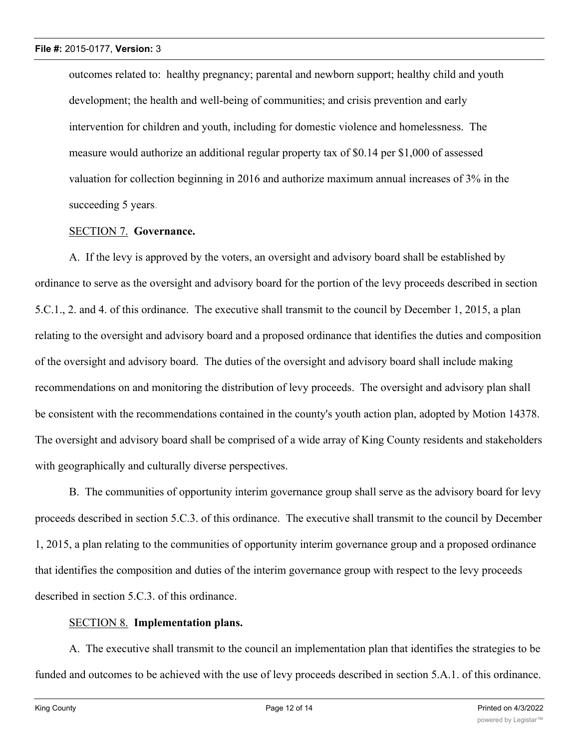outcomes related to: healthy pregnancy; parental and newborn support; healthy child and youth development; the health and well-being of communities; and crisis prevention and early intervention for children and youth, including for domestic violence and homelessness. The measure would authorize an additional regular property tax of $0.14 per $1,000 of assessed valuation for collection beginning in 2016 and authorize maximum annual increases of 3% in the succeeding 5 years.

SECTION 7. **Governance.**

A. If the levy is approved by the voters, an oversight and advisory board shall be established by ordinance to serve as the oversight and advisory board for the portion of the levy proceeds described in section 5.C.1., 2. and 4. of this ordinance. The executive shall transmit to the council by December 1, 2015, a plan relating to the oversight and advisory board and a proposed ordinance that identifies the duties and composition of the oversight and advisory board. The duties of the oversight and advisory board shall include making recommendations on and monitoring the distribution of levy proceeds. The oversight and advisory plan shall be consistent with the recommendations contained in the county's youth action plan, adopted by Motion 14378. The oversight and advisory board shall be comprised of a wide array of King County residents and stakeholders with geographically and culturally diverse perspectives.

B. The communities of opportunity interim governance group shall serve as the advisory board for levy proceeds described in section 5.C.3. of this ordinance. The executive shall transmit to the council by December 1, 2015, a plan relating to the communities of opportunity interim governance group and a proposed ordinance that identifies the composition and duties of the interim governance group with respect to the levy proceeds described in section 5.C.3. of this ordinance.

SECTION 8. **Implementation plans.**

A. The executive shall transmit to the council an implementation plan that identifies the strategies to be funded and outcomes to be achieved with the use of levy proceeds described in section 5.A.1. of this ordinance.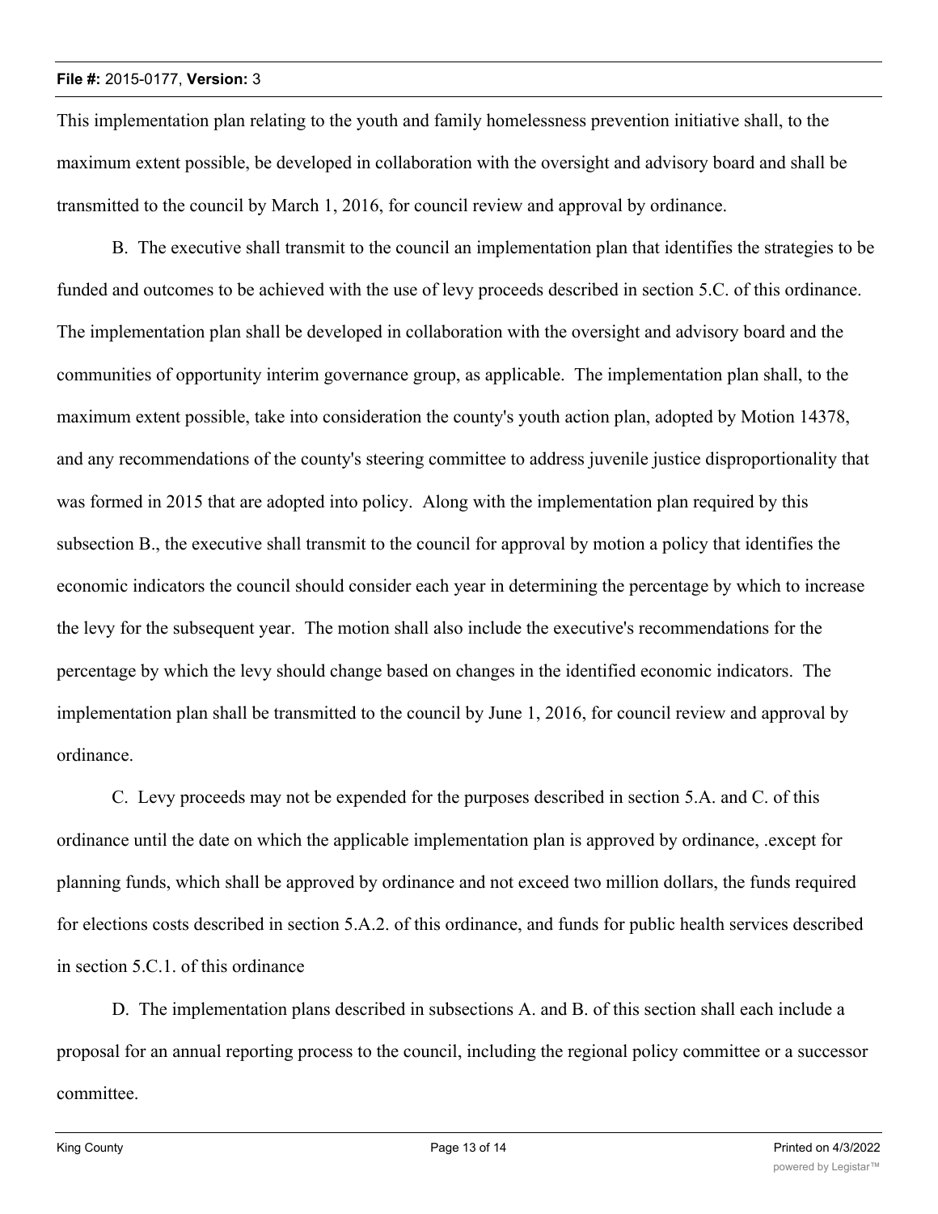This implementation plan relating to the youth and family homelessness prevention initiative shall, to the maximum extent possible, be developed in collaboration with the oversight and advisory board and shall be transmitted to the council by March 1, 2016, for council review and approval by ordinance.

B. The executive shall transmit to the council an implementation plan that identifies the strategies to be funded and outcomes to be achieved with the use of levy proceeds described in section 5.C. of this ordinance. The implementation plan shall be developed in collaboration with the oversight and advisory board and the communities of opportunity interim governance group, as applicable. The implementation plan shall, to the maximum extent possible, take into consideration the county's youth action plan, adopted by Motion 14378, and any recommendations of the county's steering committee to address juvenile justice disproportionality that was formed in 2015 that are adopted into policy. Along with the implementation plan required by this subsection B., the executive shall transmit to the council for approval by motion a policy that identifies the economic indicators the council should consider each year in determining the percentage by which to increase the levy for the subsequent year. The motion shall also include the executive's recommendations for the percentage by which the levy should change based on changes in the identified economic indicators. The implementation plan shall be transmitted to the council by June 1, 2016, for council review and approval by ordinance.

C. Levy proceeds may not be expended for the purposes described in section 5.A. and C. of this ordinance until the date on which the applicable implementation plan is approved by ordinance, .except for planning funds, which shall be approved by ordinance and not exceed two million dollars, the funds required for elections costs described in section 5.A.2. of this ordinance, and funds for public health services described in section 5.C.1. of this ordinance

D. The implementation plans described in subsections A. and B. of this section shall each include a proposal for an annual reporting process to the council, including the regional policy committee or a successor committee.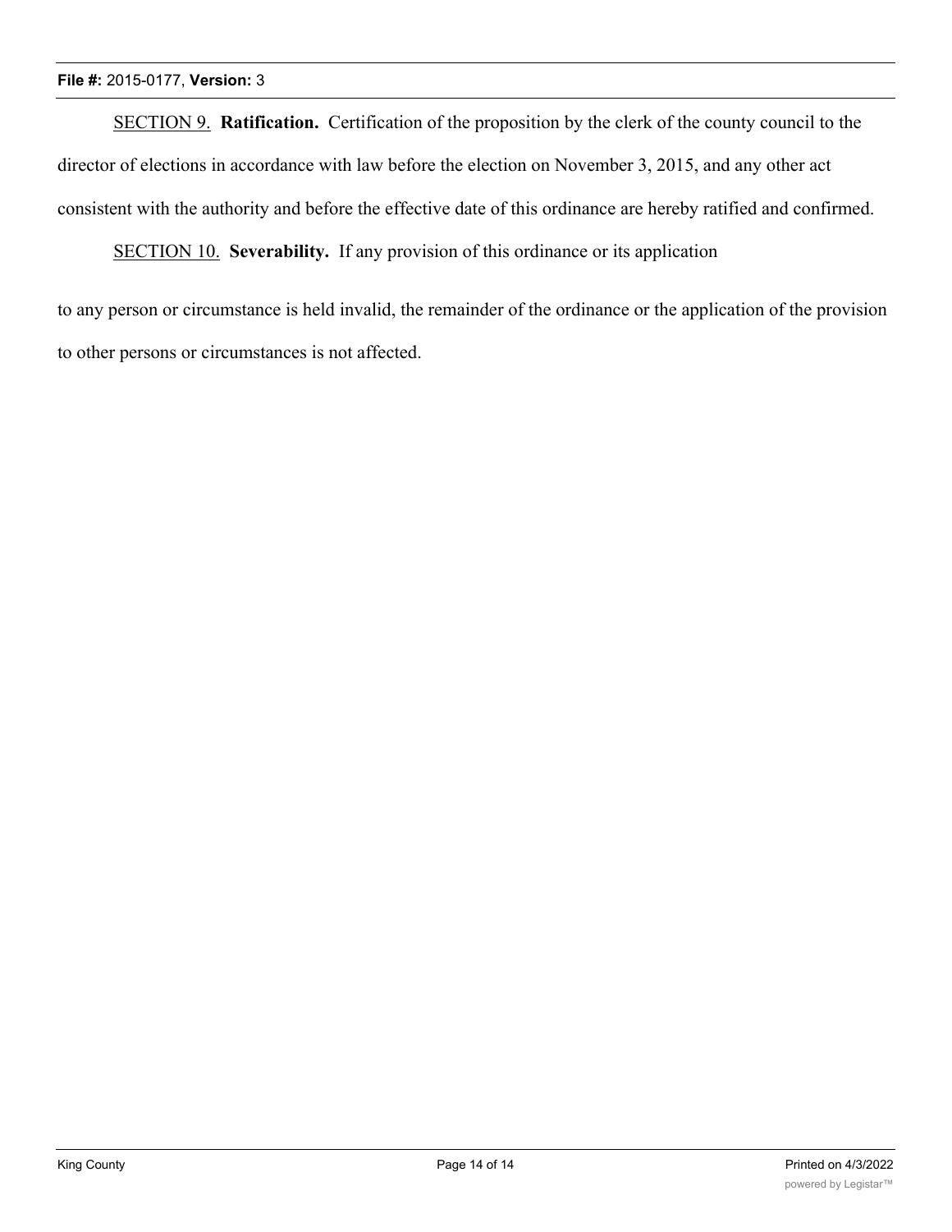SECTION 9. **Ratification.** Certification of the proposition by the clerk of the county council to the director of elections in accordance with law before the election on November 3, 2015, and any other act consistent with the authority and before the effective date of this ordinance are hereby ratified and confirmed.

SECTION 10. **Severability.** If any provision of this ordinance or its application to any person or circumstance is held invalid, the remainder of the ordinance or the application of the provision to other persons or circumstances is not affected.